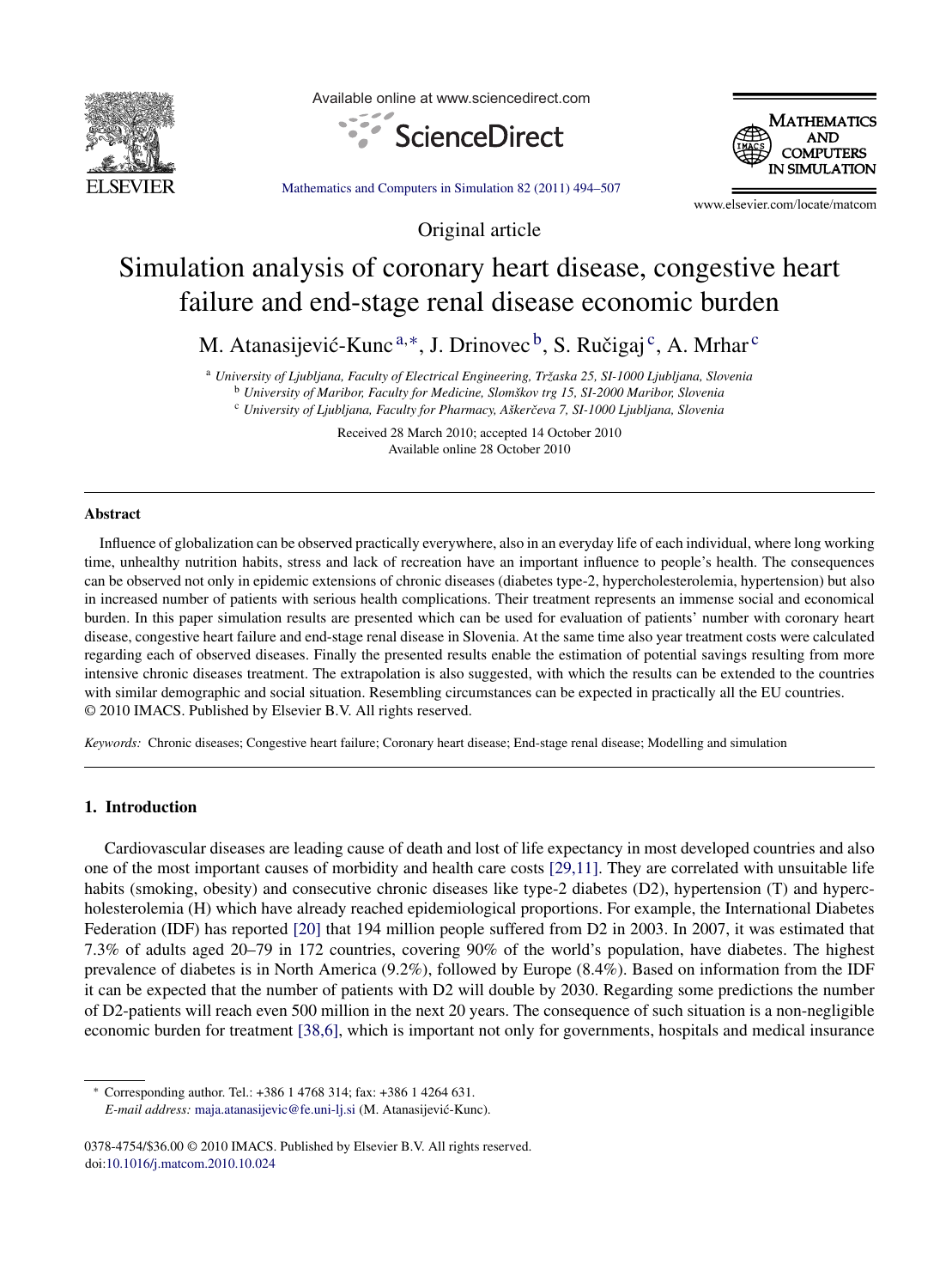Original article

# Simulation analysis of coronary heart disease, congestive heart failure and end-stage renal disease economic burden

M. Atanasijević-Kunc [a,*], J. Drinovec [b], S. Ručigaj [c], A. Mrhar [c]

[a] *University of Ljubljana, Faculty of Electrical Engineering, Tržaska 25, SI-1000 Ljubljana, Slovenia*
[b] *University of Maribor, Faculty for Medicine, Slomškov trg 15, SI-2000 Maribor, Slovenia*
[c] *University of Ljubljana, Faculty for Pharmacy, Aškerčeva 7, SI-1000 Ljubljana, Slovenia*

Received 28 March 2010; accepted 14 October 2010
Available online 28 October 2010

## Abstract

Influence of globalization can be observed practically everywhere, also in an everyday life of each individual, where long working time, unhealthy nutrition habits, stress and lack of recreation have an important influence to people's health. The consequences can be observed not only in epidemic extensions of chronic diseases (diabetes type-2, hypercholesterolemia, hypertension) but also in increased number of patients with serious health complications. Their treatment represents an immense social and economical burden. In this paper simulation results are presented which can be used for evaluation of patients' number with coronary heart disease, congestive heart failure and end-stage renal disease in Slovenia. At the same time also year treatment costs were calculated regarding each of observed diseases. Finally the presented results enable the estimation of potential savings resulting from more intensive chronic diseases treatment. The extrapolation is also suggested, with which the results can be extended to the countries with similar demographic and social situation. Resembling circumstances can be expected in practically all the EU countries.
© 2010 IMACS. Published by Elsevier B.V. All rights reserved.

*Keywords:* Chronic diseases; Congestive heart failure; Coronary heart disease; End-stage renal disease; Modelling and simulation

## 1. Introduction

Cardiovascular diseases are leading cause of death and lost of life expectancy in most developed countries and also one of the most important causes of morbidity and health care costs [29,11]. They are correlated with unsuitable life habits (smoking, obesity) and consecutive chronic diseases like type-2 diabetes (D2), hypertension (T) and hypercholesterolemia (H) which have already reached epidemiological proportions. For example, the International Diabetes Federation (IDF) has reported [20] that 194 million people suffered from D2 in 2003. In 2007, it was estimated that 7.3% of adults aged 20–79 in 172 countries, covering 90% of the world's population, have diabetes. The highest prevalence of diabetes is in North America (9.2%), followed by Europe (8.4%). Based on information from the IDF it can be expected that the number of patients with D2 will double by 2030. Regarding some predictions the number of D2-patients will reach even 500 million in the next 20 years. The consequence of such situation is a non-negligible economic burden for treatment [38,6], which is important not only for governments, hospitals and medical insurance

\* Corresponding author. Tel.: +386 1 4768 314; fax: +386 1 4264 631.
*E-mail address:* maja.atanasijevic@fe.uni-lj.si (M. Atanasijević-Kunc).

0378-4754/$36.00 © 2010 IMACS. Published by Elsevier B.V. All rights reserved.
doi:10.1016/j.matcom.2010.10.024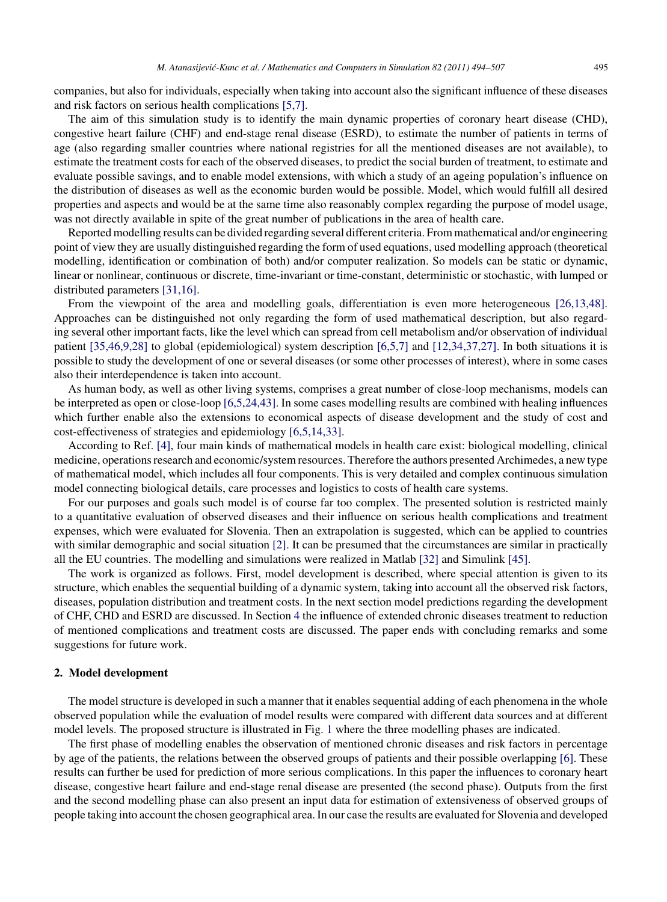companies, but also for individuals, especially when taking into account also the significant influence of these diseases and risk factors on serious health complications [5,7].

The aim of this simulation study is to identify the main dynamic properties of coronary heart disease (CHD), congestive heart failure (CHF) and end-stage renal disease (ESRD), to estimate the number of patients in terms of age (also regarding smaller countries where national registries for all the mentioned diseases are not available), to estimate the treatment costs for each of the observed diseases, to predict the social burden of treatment, to estimate and evaluate possible savings, and to enable model extensions, with which a study of an ageing population's influence on the distribution of diseases as well as the economic burden would be possible. Model, which would fulfill all desired properties and aspects and would be at the same time also reasonably complex regarding the purpose of model usage, was not directly available in spite of the great number of publications in the area of health care.

Reported modelling results can be divided regarding several different criteria. From mathematical and/or engineering point of view they are usually distinguished regarding the form of used equations, used modelling approach (theoretical modelling, identification or combination of both) and/or computer realization. So models can be static or dynamic, linear or nonlinear, continuous or discrete, time-invariant or time-constant, deterministic or stochastic, with lumped or distributed parameters [31,16].

From the viewpoint of the area and modelling goals, differentiation is even more heterogeneous [26,13,48]. Approaches can be distinguished not only regarding the form of used mathematical description, but also regarding several other important facts, like the level which can spread from cell metabolism and/or observation of individual patient [35,46,9,28] to global (epidemiological) system description [6,5,7] and [12,34,37,27]. In both situations it is possible to study the development of one or several diseases (or some other processes of interest), where in some cases also their interdependence is taken into account.

As human body, as well as other living systems, comprises a great number of close-loop mechanisms, models can be interpreted as open or close-loop [6,5,24,43]. In some cases modelling results are combined with healing influences which further enable also the extensions to economical aspects of disease development and the study of cost and cost-effectiveness of strategies and epidemiology [6,5,14,33].

According to Ref. [4], four main kinds of mathematical models in health care exist: biological modelling, clinical medicine, operations research and economic/system resources. Therefore the authors presented Archimedes, a new type of mathematical model, which includes all four components. This is very detailed and complex continuous simulation model connecting biological details, care processes and logistics to costs of health care systems.

For our purposes and goals such model is of course far too complex. The presented solution is restricted mainly to a quantitative evaluation of observed diseases and their influence on serious health complications and treatment expenses, which were evaluated for Slovenia. Then an extrapolation is suggested, which can be applied to countries with similar demographic and social situation [2]. It can be presumed that the circumstances are similar in practically all the EU countries. The modelling and simulations were realized in Matlab [32] and Simulink [45].

The work is organized as follows. First, model development is described, where special attention is given to its structure, which enables the sequential building of a dynamic system, taking into account all the observed risk factors, diseases, population distribution and treatment costs. In the next section model predictions regarding the development of CHF, CHD and ESRD are discussed. In Section 4 the influence of extended chronic diseases treatment to reduction of mentioned complications and treatment costs are discussed. The paper ends with concluding remarks and some suggestions for future work.

## 2. Model development

The model structure is developed in such a manner that it enables sequential adding of each phenomena in the whole observed population while the evaluation of model results were compared with different data sources and at different model levels. The proposed structure is illustrated in Fig. 1 where the three modelling phases are indicated.

The first phase of modelling enables the observation of mentioned chronic diseases and risk factors in percentage by age of the patients, the relations between the observed groups of patients and their possible overlapping [6]. These results can further be used for prediction of more serious complications. In this paper the influences to coronary heart disease, congestive heart failure and end-stage renal disease are presented (the second phase). Outputs from the first and the second modelling phase can also present an input data for estimation of extensiveness of observed groups of people taking into account the chosen geographical area. In our case the results are evaluated for Slovenia and developed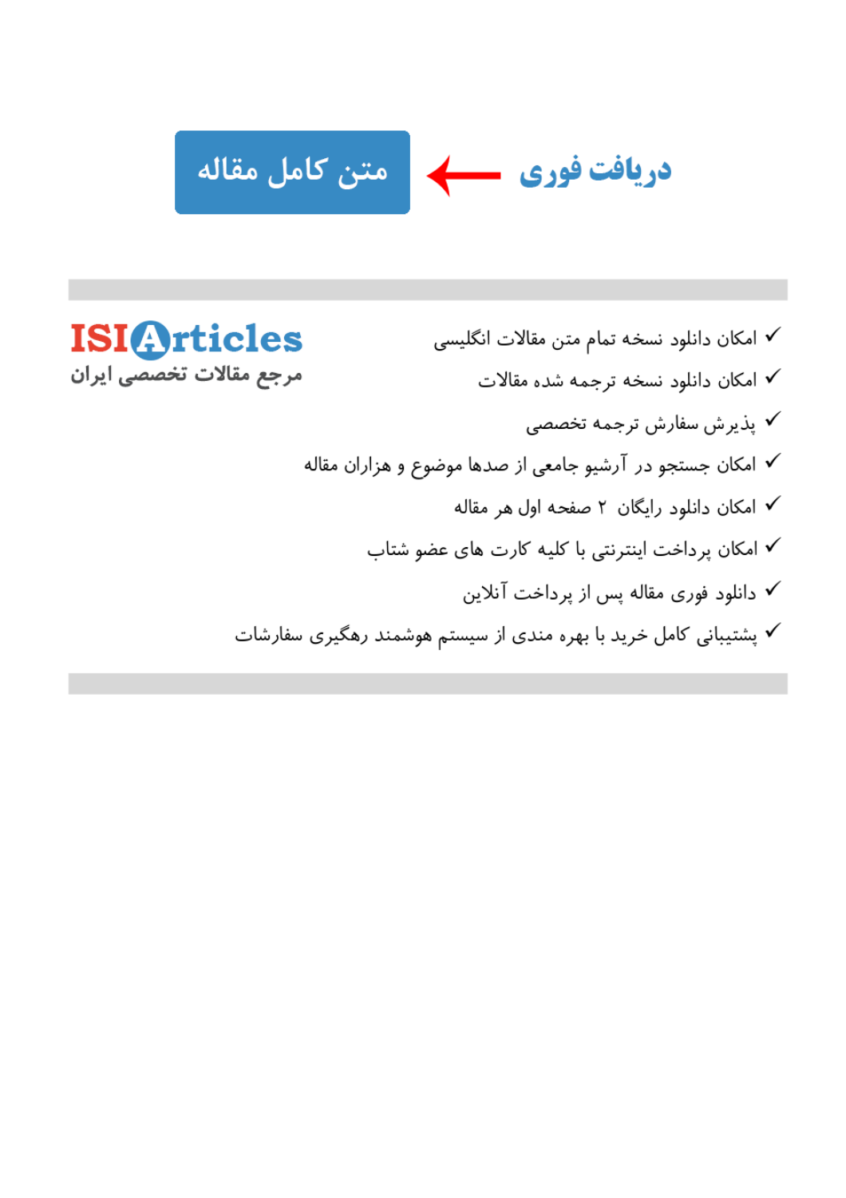دریافت فوری ← متن کامل مقاله

**ISIArticles**
مرجع مقالات تخصصی ایران

- ✓ امکان دانلود نسخه تمام متن مقالات انگلیسی
- ✓ امکان دانلود نسخه ترجمه شده مقالات
- ✓ پذیرش سفارش ترجمه تخصصی
- ✓ امکان جستجو در آرشیو جامعی از صدها موضوع و هزاران مقاله
- ✓ امکان دانلود رایگان ۲ صفحه اول هر مقاله
- ✓ امکان پرداخت اینترنتی با کلیه کارت های عضو شتاب
- ✓ دانلود فوری مقاله پس از پرداخت آنلاین
- ✓ پشتیبانی کامل خرید با بهره مندی از سیستم هوشمند رهگیری سفارشات